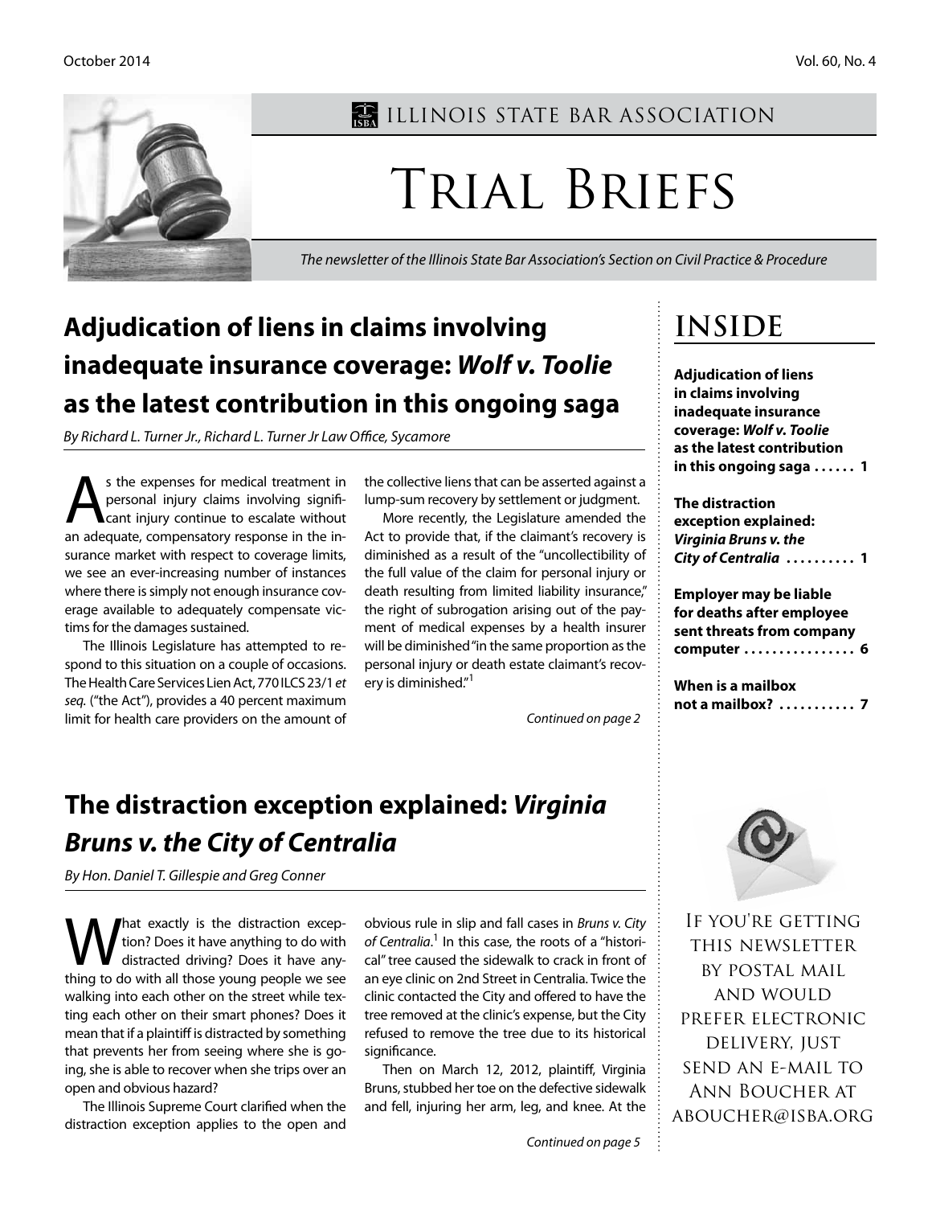ILLINOIS STATE BAR ASSOCIATION

# Trial Briefs

*The newsletter of the Illinois State Bar Association's Section on Civil Practice & Procedure*

## Adjudication of liens in claims involving inadequate insurance coverage: *Wolf v. Toolie* as the latest contribution in this ongoing saga

*By Richard L. Turner Jr., Richard L. Turner Jr Law Office, Sycamore*

As the expenses for medical treatment in personal injury claims involving significant injury continue to escalate without an adequate, compensatory response in the insurance market with respect to coverage limits, we see an ever-increasing number of instances where there is simply not enough insurance coverage available to adequately compensate victims for the damages sustained.

The Illinois Legislature has attempted to respond to this situation on a couple of occasions. The Health Care Services Lien Act, 770 ILCS 23/1 *et seq.* ("the Act"), provides a 40 percent maximum limit for health care providers on the amount of the collective liens that can be asserted against a lump-sum recovery by settlement or judgment.

More recently, the Legislature amended the Act to provide that, if the claimant's recovery is diminished as a result of the "uncollectibility of the full value of the claim for personal injury or death resulting from limited liability insurance," the right of subrogation arising out of the payment of medical expenses by a health insurer will be diminished "in the same proportion as the personal injury or death estate claimant's recovery is diminished."[1]

*Continued on page 2*

## INSIDE

**Adjudication of liens in claims involving inadequate insurance coverage: *Wolf v. Toolie* as the latest contribution in this ongoing saga . . . . . . 1**

**The distraction exception explained: *Virginia Bruns v. the City of Centralia* . . . . . . . . . . 1**

**Employer may be liable for deaths after employee sent threats from company computer . . . . . . . . . . . . . . . . 6**

**When is a mailbox not a mailbox? . . . . . . . . . . . 7**

## The distraction exception explained: *Virginia Bruns v. the City of Centralia*

*By Hon. Daniel T. Gillespie and Greg Conner*

What exactly is the distraction exception? Does it have anything to do with distracted driving? Does it have anything to do with all those young people we see walking into each other on the street while texting each other on their smart phones? Does it mean that if a plaintiff is distracted by something that prevents her from seeing where she is going, she is able to recover when she trips over an open and obvious hazard?

The Illinois Supreme Court clarified when the distraction exception applies to the open and obvious rule in slip and fall cases in *Bruns v. City of Centralia*.[1] In this case, the roots of a "historical" tree caused the sidewalk to crack in front of an eye clinic on 2nd Street in Centralia. Twice the clinic contacted the City and offered to have the tree removed at the clinic's expense, but the City refused to remove the tree due to its historical significance.

Then on March 12, 2012, plaintiff, Virginia Bruns, stubbed her toe on the defective sidewalk and fell, injuring her arm, leg, and knee. At the

*Continued on page 5*

If you're getting this newsletter by postal mail and would prefer electronic delivery, just send an e-mail to Ann Boucher at aboucher@isba.org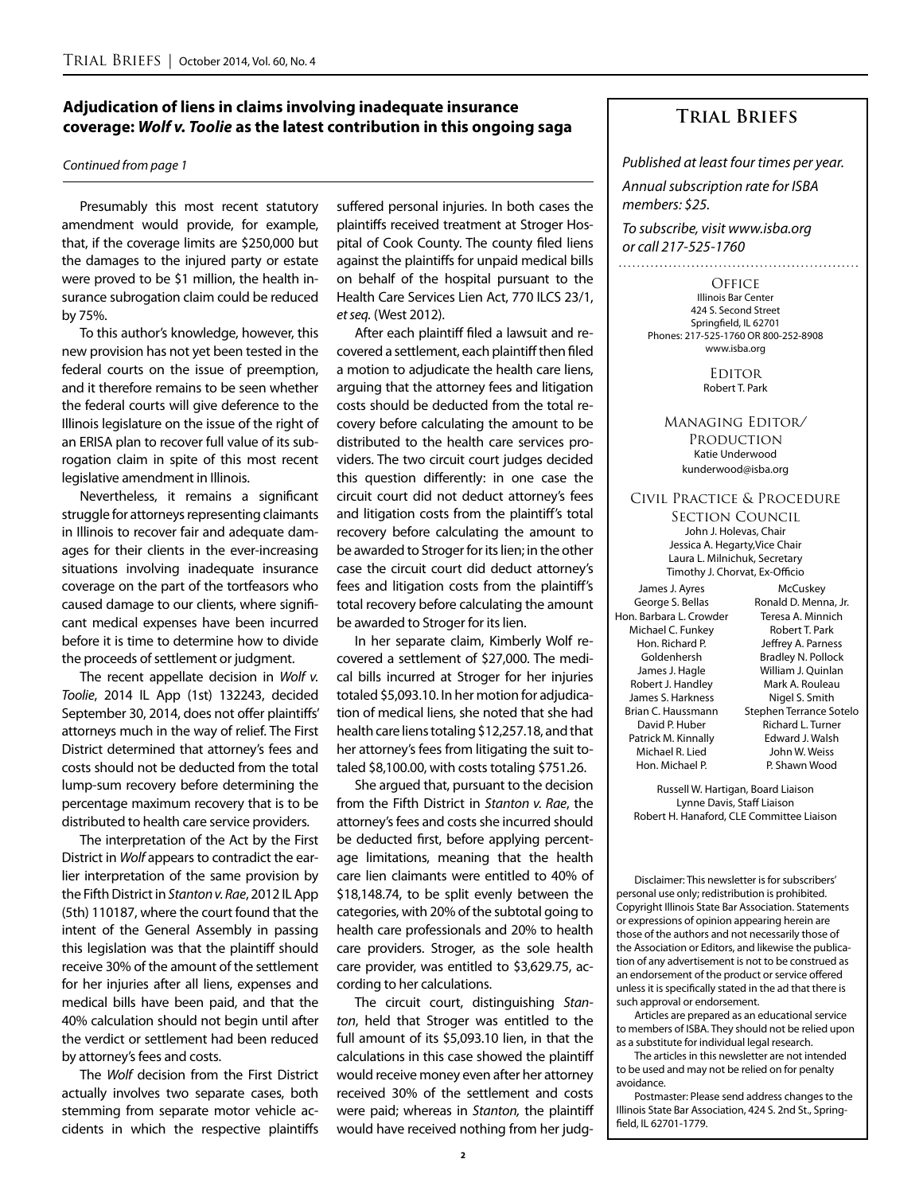## Adjudication of liens in claims involving inadequate insurance coverage: *Wolf v. Toolie* as the latest contribution in this ongoing saga

*Continued from page 1*

Presumably this most recent statutory amendment would provide, for example, that, if the coverage limits are $250,000 but the damages to the injured party or estate were proved to be $1 million, the health insurance subrogation claim could be reduced by 75%.

To this author's knowledge, however, this new provision has not yet been tested in the federal courts on the issue of preemption, and it therefore remains to be seen whether the federal courts will give deference to the Illinois legislature on the issue of the right of an ERISA plan to recover full value of its subrogation claim in spite of this most recent legislative amendment in Illinois.

Nevertheless, it remains a significant struggle for attorneys representing claimants in Illinois to recover fair and adequate damages for their clients in the ever-increasing situations involving inadequate insurance coverage on the part of the tortfeasors who caused damage to our clients, where significant medical expenses have been incurred before it is time to determine how to divide the proceeds of settlement or judgment.

The recent appellate decision in *Wolf v. Toolie*, 2014 IL App (1st) 132243, decided September 30, 2014, does not offer plaintiffs' attorneys much in the way of relief. The First District determined that attorney's fees and costs should not be deducted from the total lump-sum recovery before determining the percentage maximum recovery that is to be distributed to health care service providers.

The interpretation of the Act by the First District in *Wolf* appears to contradict the earlier interpretation of the same provision by the Fifth District in *Stanton v. Rae*, 2012 IL App (5th) 110187, where the court found that the intent of the General Assembly in passing this legislation was that the plaintiff should receive 30% of the amount of the settlement for her injuries after all liens, expenses and medical bills have been paid, and that the 40% calculation should not begin until after the verdict or settlement had been reduced by attorney's fees and costs.

The *Wolf* decision from the First District actually involves two separate cases, both stemming from separate motor vehicle accidents in which the respective plaintiffs suffered personal injuries. In both cases the plaintiffs received treatment at Stroger Hospital of Cook County. The county filed liens against the plaintiffs for unpaid medical bills on behalf of the hospital pursuant to the Health Care Services Lien Act, 770 ILCS 23/1, *et seq.* (West 2012).

After each plaintiff filed a lawsuit and recovered a settlement, each plaintiff then filed a motion to adjudicate the health care liens, arguing that the attorney fees and litigation costs should be deducted from the total recovery before calculating the amount to be distributed to the health care services providers. The two circuit court judges decided this question differently: in one case the circuit court did not deduct attorney's fees and litigation costs from the plaintiff's total recovery before calculating the amount to be awarded to Stroger for its lien; in the other case the circuit court did deduct attorney's fees and litigation costs from the plaintiff's total recovery before calculating the amount be awarded to Stroger for its lien.

In her separate claim, Kimberly Wolf recovered a settlement of $27,000. The medical bills incurred at Stroger for her injuries totaled $5,093.10. In her motion for adjudication of medical liens, she noted that she had health care liens totaling $12,257.18, and that her attorney's fees from litigating the suit totaled $8,100.00, with costs totaling $751.26.

She argued that, pursuant to the decision from the Fifth District in *Stanton v. Rae*, the attorney's fees and costs she incurred should be deducted first, before applying percentage limitations, meaning that the health care lien claimants were entitled to 40% of $18,148.74, to be split evenly between the categories, with 20% of the subtotal going to health care professionals and 20% to health care providers. Stroger, as the sole health care provider, was entitled to $3,629.75, according to her calculations.

The circuit court, distinguishing *Stanton*, held that Stroger was entitled to the full amount of its $5,093.10 lien, in that the calculations in this case showed the plaintiff would receive money even after her attorney received 30% of the settlement and costs were paid; whereas in *Stanton,* the plaintiff would have received nothing from her judg-

---

## Trial Briefs

*Published at least four times per year.*

*Annual subscription rate for ISBA members: $25.*

*To subscribe, visit www.isba.org or call 217-525-1760*

**Office**
Illinois Bar Center
424 S. Second Street
Springfield, IL 62701
Phones: 217-525-1760 OR 800-252-8908
www.isba.org

**Editor**
Robert T. Park

**Managing Editor/ Production**
Katie Underwood
kunderwood@isba.org

**Civil Practice & Procedure Section Council**
John J. Holevas, Chair
Jessica A. Hegarty, Vice Chair
Laura L. Milnichuk, Secretary
Timothy J. Chorvat, Ex-Officio

James J. Ayres
George S. Bellas
Hon. Barbara L. Crowder
Michael C. Funkey
Hon. Richard P. Goldenhersh
James J. Hagle
Robert J. Handley
James S. Harkness
Brian C. Haussmann
David P. Huber
Patrick M. Kinnally
Michael R. Lied
Hon. Michael P. McCuskey
Ronald D. Menna, Jr.
Teresa A. Minnich
Robert T. Park
Jeffrey A. Parness
Bradley N. Pollock
William J. Quinlan
Mark A. Rouleau
Nigel S. Smith
Stephen Terrance Sotelo
Richard L. Turner
Edward J. Walsh
John W. Weiss
P. Shawn Wood

Russell W. Hartigan, Board Liaison
Lynne Davis, Staff Liaison
Robert H. Hanaford, CLE Committee Liaison

Disclaimer: This newsletter is for subscribers' personal use only; redistribution is prohibited. Copyright Illinois State Bar Association. Statements or expressions of opinion appearing herein are those of the authors and not necessarily those of the Association or Editors, and likewise the publication of any advertisement is not to be construed as an endorsement of the product or service offered unless it is specifically stated in the ad that there is such approval or endorsement.

Articles are prepared as an educational service to members of ISBA. They should not be relied upon as a substitute for individual legal research.

The articles in this newsletter are not intended to be used and may not be relied on for penalty avoidance.

Postmaster: Please send address changes to the Illinois State Bar Association, 424 S. 2nd St., Springfield, IL 62701-1779.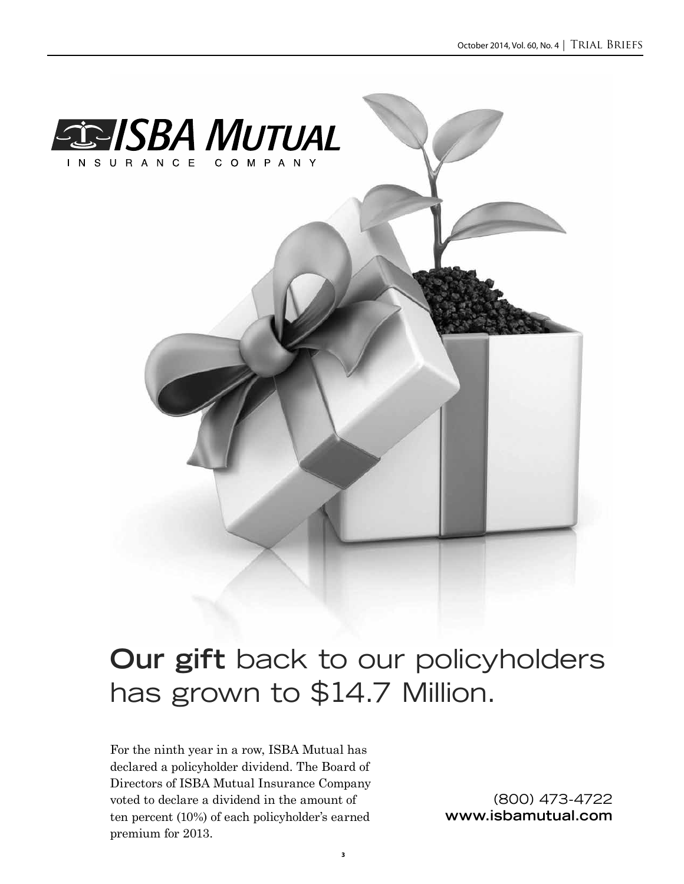ISBA MUTUAL

INSURANCE COMPANY

**Our gift** back to our policyholders has grown to $14.7 Million.

For the ninth year in a row, ISBA Mutual has declared a policyholder dividend. The Board of Directors of ISBA Mutual Insurance Company voted to declare a dividend in the amount of ten percent (10%) of each policyholder's earned premium for 2013.

(800) 473-4722
**www.isbamutual.com**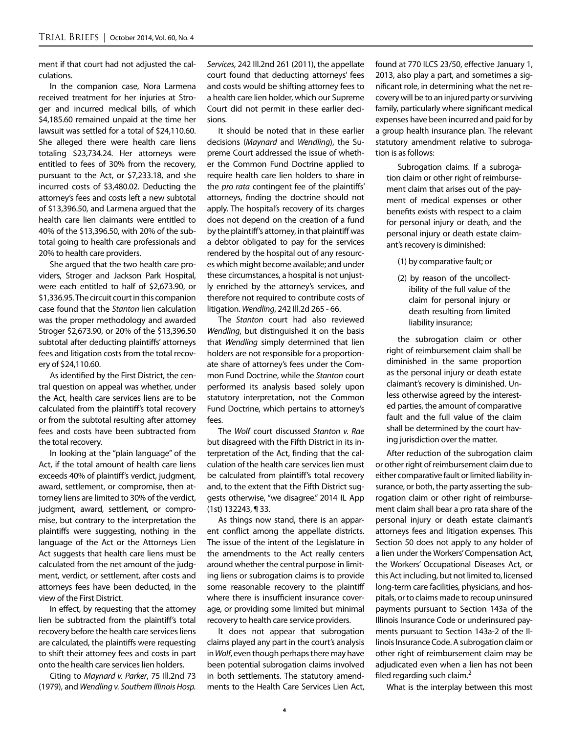ment if that court had not adjusted the calculations.

In the companion case, Nora Larmena received treatment for her injuries at Stroger and incurred medical bills, of which $4,185.60 remained unpaid at the time her lawsuit was settled for a total of $24,110.60. She alleged there were health care liens totaling $23,734.24. Her attorneys were entitled to fees of 30% from the recovery, pursuant to the Act, or $7,233.18, and she incurred costs of $3,480.02. Deducting the attorney's fees and costs left a new subtotal of $13,396.50, and Larmena argued that the health care lien claimants were entitled to 40% of the $13,396.50, with 20% of the subtotal going to health care professionals and 20% to health care providers.

She argued that the two health care providers, Stroger and Jackson Park Hospital, were each entitled to half of $2,673.90, or $1,336.95. The circuit court in this companion case found that the *Stanton* lien calculation was the proper methodology and awarded Stroger $2,673.90, or 20% of the $13,396.50 subtotal after deducting plaintiffs' attorneys fees and litigation costs from the total recovery of $24,110.60.

As identified by the First District, the central question on appeal was whether, under the Act, health care services liens are to be calculated from the plaintiff's total recovery or from the subtotal resulting after attorney fees and costs have been subtracted from the total recovery.

In looking at the "plain language" of the Act, if the total amount of health care liens exceeds 40% of plaintiff's verdict, judgment, award, settlement, or compromise, then attorney liens are limited to 30% of the verdict, judgment, award, settlement, or compromise, but contrary to the interpretation the plaintiffs were suggesting, nothing in the language of the Act or the Attorneys Lien Act suggests that health care liens must be calculated from the net amount of the judgment, verdict, or settlement, after costs and attorneys fees have been deducted, in the view of the First District.

In effect, by requesting that the attorney lien be subtracted from the plaintiff's total recovery before the health care services liens are calculated, the plaintiffs were requesting to shift their attorney fees and costs in part onto the health care services lien holders.

Citing to *Maynard v. Parker*, 75 Ill.2nd 73 (1979), and *Wendling v. Southern Illinois Hosp. Services*, 242 Ill.2nd 261 (2011), the appellate court found that deducting attorneys' fees and costs would be shifting attorney fees to a health care lien holder, which our Supreme Court did not permit in these earlier decisions.

It should be noted that in these earlier decisions (*Maynard* and *Wendling*), the Supreme Court addressed the issue of whether the Common Fund Doctrine applied to require health care lien holders to share in the *pro rata* contingent fee of the plaintiffs' attorneys, finding the doctrine should not apply. The hospital's recovery of its charges does not depend on the creation of a fund by the plaintiff's attorney, in that plaintiff was a debtor obligated to pay for the services rendered by the hospital out of any resources which might become available; and under these circumstances, a hospital is not unjustly enriched by the attorney's services, and therefore not required to contribute costs of litigation. *Wendling*, 242 Ill.2d 265 - 66.

The *Stanton* court had also reviewed *Wendling*, but distinguished it on the basis that *Wendling* simply determined that lien holders are not responsible for a proportionate share of attorney's fees under the Common Fund Doctrine, while the *Stanton* court performed its analysis based solely upon statutory interpretation, not the Common Fund Doctrine, which pertains to attorney's fees.

The *Wolf* court discussed *Stanton v. Rae* but disagreed with the Fifth District in its interpretation of the Act, finding that the calculation of the health care services lien must be calculated from plaintiff's total recovery and, to the extent that the Fifth District suggests otherwise, "we disagree." 2014 IL App (1st) 132243, ¶ 33.

As things now stand, there is an apparent conflict among the appellate districts. The issue of the intent of the Legislature in the amendments to the Act really centers around whether the central purpose in limiting liens or subrogation claims is to provide some reasonable recovery to the plaintiff where there is insufficient insurance coverage, or providing some limited but minimal recovery to health care service providers.

It does not appear that subrogation claims played any part in the court's analysis in *Wolf*, even though perhaps there may have been potential subrogation claims involved in both settlements. The statutory amendments to the Health Care Services Lien Act, found at 770 ILCS 23/50, effective January 1, 2013, also play a part, and sometimes a significant role, in determining what the net recovery will be to an injured party or surviving family, particularly where significant medical expenses have been incurred and paid for by a group health insurance plan. The relevant statutory amendment relative to subrogation is as follows:

> Subrogation claims. If a subrogation claim or other right of reimbursement claim that arises out of the payment of medical expenses or other benefits exists with respect to a claim for personal injury or death, and the personal injury or death estate claimant's recovery is diminished:
>
> (1) by comparative fault; or
>
> (2) by reason of the uncollectibility of the full value of the claim for personal injury or death resulting from limited liability insurance;
>
> the subrogation claim or other right of reimbursement claim shall be diminished in the same proportion as the personal injury or death estate claimant's recovery is diminished. Unless otherwise agreed by the interested parties, the amount of comparative fault and the full value of the claim shall be determined by the court having jurisdiction over the matter.

After reduction of the subrogation claim or other right of reimbursement claim due to either comparative fault or limited liability insurance, or both, the party asserting the subrogation claim or other right of reimbursement claim shall bear a pro rata share of the personal injury or death estate claimant's attorneys fees and litigation expenses. This Section 50 does not apply to any holder of a lien under the Workers' Compensation Act, the Workers' Occupational Diseases Act, or this Act including, but not limited to, licensed long-term care facilities, physicians, and hospitals, or to claims made to recoup uninsured payments pursuant to Section 143a of the Illinois Insurance Code or underinsured payments pursuant to Section 143a-2 of the Illinois Insurance Code. A subrogation claim or other right of reimbursement claim may be adjudicated even when a lien has not been filed regarding such claim.[2]

What is the interplay between this most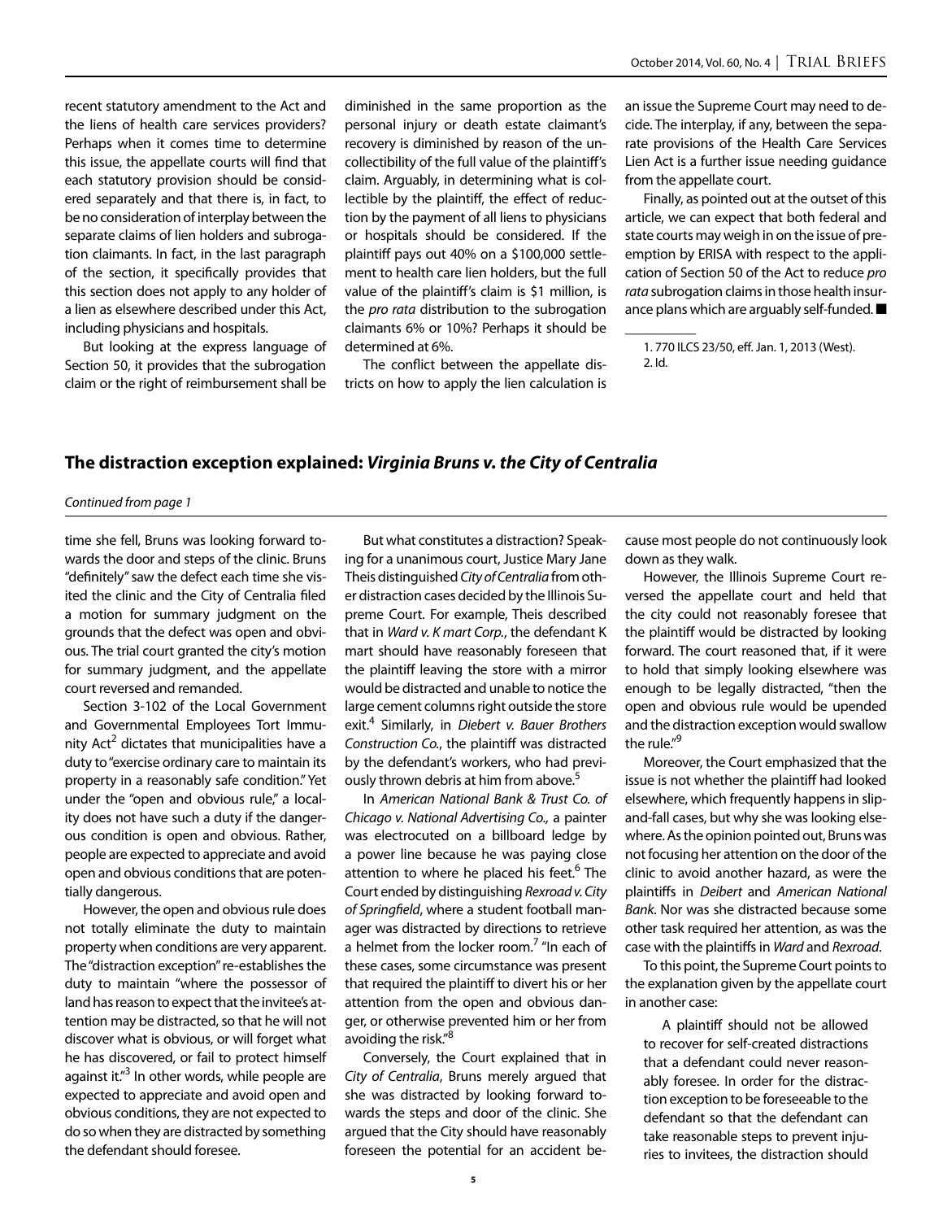recent statutory amendment to the Act and the liens of health care services providers? Perhaps when it comes time to determine this issue, the appellate courts will find that each statutory provision should be considered separately and that there is, in fact, to be no consideration of interplay between the separate claims of lien holders and subrogation claimants. In fact, in the last paragraph of the section, it specifically provides that this section does not apply to any holder of a lien as elsewhere described under this Act, including physicians and hospitals.

But looking at the express language of Section 50, it provides that the subrogation claim or the right of reimbursement shall be diminished in the same proportion as the personal injury or death estate claimant's recovery is diminished by reason of the uncollectibility of the full value of the plaintiff's claim. Arguably, in determining what is collectible by the plaintiff, the effect of reduction by the payment of all liens to physicians or hospitals should be considered. If the plaintiff pays out 40% on a $100,000 settlement to health care lien holders, but the full value of the plaintiff's claim is $1 million, is the *pro rata* distribution to the subrogation claimants 6% or 10%? Perhaps it should be determined at 6%.

The conflict between the appellate districts on how to apply the lien calculation is an issue the Supreme Court may need to decide. The interplay, if any, between the separate provisions of the Health Care Services Lien Act is a further issue needing guidance from the appellate court.

Finally, as pointed out at the outset of this article, we can expect that both federal and state courts may weigh in on the issue of preemption by ERISA with respect to the application of Section 50 of the Act to reduce *pro rata* subrogation claims in those health insurance plans which are arguably self-funded. ■

1. 770 ILCS 23/50, eff. Jan. 1, 2013 (West).
2. Id.

## The distraction exception explained: *Virginia Bruns v. the City of Centralia*

*Continued from page 1*

time she fell, Bruns was looking forward towards the door and steps of the clinic. Bruns "definitely" saw the defect each time she visited the clinic and the City of Centralia filed a motion for summary judgment on the grounds that the defect was open and obvious. The trial court granted the city's motion for summary judgment, and the appellate court reversed and remanded.

Section 3-102 of the Local Government and Governmental Employees Tort Immunity Act[2] dictates that municipalities have a duty to "exercise ordinary care to maintain its property in a reasonably safe condition." Yet under the "open and obvious rule," a locality does not have such a duty if the dangerous condition is open and obvious. Rather, people are expected to appreciate and avoid open and obvious conditions that are potentially dangerous.

However, the open and obvious rule does not totally eliminate the duty to maintain property when conditions are very apparent. The "distraction exception" re-establishes the duty to maintain "where the possessor of land has reason to expect that the invitee's attention may be distracted, so that he will not discover what is obvious, or will forget what he has discovered, or fail to protect himself against it."[3] In other words, while people are expected to appreciate and avoid open and obvious conditions, they are not expected to do so when they are distracted by something the defendant should foresee.

But what constitutes a distraction? Speaking for a unanimous court, Justice Mary Jane Theis distinguished *City of Centralia* from other distraction cases decided by the Illinois Supreme Court. For example, Theis described that in *Ward v. K mart Corp.*, the defendant K mart should have reasonably foreseen that the plaintiff leaving the store with a mirror would be distracted and unable to notice the large cement columns right outside the store exit.[4] Similarly, in *Diebert v. Bauer Brothers Construction Co*., the plaintiff was distracted by the defendant's workers, who had previously thrown debris at him from above.[5]

In *American National Bank & Trust Co. of Chicago v. National Advertising Co.,* a painter was electrocuted on a billboard ledge by a power line because he was paying close attention to where he placed his feet.[6] The Court ended by distinguishing *Rexroad v. City of Springfield*, where a student football manager was distracted by directions to retrieve a helmet from the locker room.[7] "In each of these cases, some circumstance was present that required the plaintiff to divert his or her attention from the open and obvious danger, or otherwise prevented him or her from avoiding the risk."[8]

Conversely, the Court explained that in *City of Centralia*, Bruns merely argued that she was distracted by looking forward towards the steps and door of the clinic. She argued that the City should have reasonably foreseen the potential for an accident because most people do not continuously look down as they walk.

However, the Illinois Supreme Court reversed the appellate court and held that the city could not reasonably foresee that the plaintiff would be distracted by looking forward. The court reasoned that, if it were to hold that simply looking elsewhere was enough to be legally distracted, "then the open and obvious rule would be upended and the distraction exception would swallow the rule."[9]

Moreover, the Court emphasized that the issue is not whether the plaintiff had looked elsewhere, which frequently happens in slip-and-fall cases, but why she was looking elsewhere. As the opinion pointed out, Bruns was not focusing her attention on the door of the clinic to avoid another hazard, as were the plaintiffs in *Deibert* and *American National Bank*. Nor was she distracted because some other task required her attention, as was the case with the plaintiffs in *Ward* and *Rexroad*.

To this point, the Supreme Court points to the explanation given by the appellate court in another case:

> A plaintiff should not be allowed to recover for self-created distractions that a defendant could never reasonably foresee. In order for the distraction exception to be foreseeable to the defendant so that the defendant can take reasonable steps to prevent injuries to invitees, the distraction should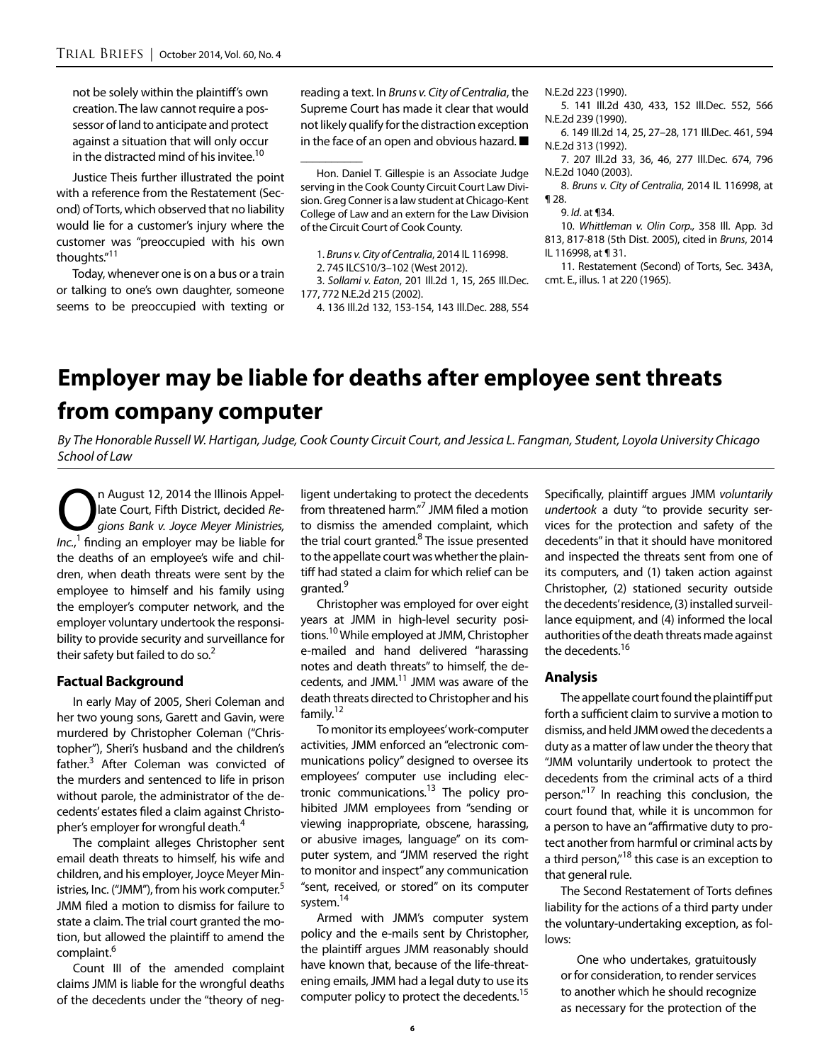not be solely within the plaintiff's own creation. The law cannot require a possessor of land to anticipate and protect against a situation that will only occur in the distracted mind of his invitee.[10]

Justice Theis further illustrated the point with a reference from the Restatement (Second) of Torts, which observed that no liability would lie for a customer's injury where the customer was "preoccupied with his own thoughts."[11]

Today, whenever one is on a bus or a train or talking to one's own daughter, someone seems to be preoccupied with texting or reading a text. In *Bruns v. City of Centralia*, the Supreme Court has made it clear that would not likely qualify for the distraction exception in the face of an open and obvious hazard. ■

---

Hon. Daniel T. Gillespie is an Associate Judge serving in the Cook County Circuit Court Law Division. Greg Conner is a law student at Chicago-Kent College of Law and an extern for the Law Division of the Circuit Court of Cook County.

1. *Bruns v. City of Centralia*, 2014 IL 116998.
2. 745 ILCS10/3–102 (West 2012).
3. *Sollami v. Eaton*, 201 Ill.2d 1, 15, 265 Ill.Dec. 177, 772 N.E.2d 215 (2002).
4. 136 Ill.2d 132, 153-154, 143 Ill.Dec. 288, 554 N.E.2d 223 (1990).
5. 141 Ill.2d 430, 433, 152 Ill.Dec. 552, 566 N.E.2d 239 (1990).
6. 149 Ill.2d 14, 25, 27–28, 171 Ill.Dec. 461, 594 N.E.2d 313 (1992).
7. 207 Ill.2d 33, 36, 46, 277 Ill.Dec. 674, 796 N.E.2d 1040 (2003).
8. *Bruns v. City of Centralia*, 2014 IL 116998, at ¶ 28.
9. *Id*. at ¶34.
10. *Whittleman v. Olin Corp.*, 358 Ill. App. 3d 813, 817-818 (5th Dist. 2005), cited in *Bruns*, 2014 IL 116998, at ¶ 31.
11. Restatement (Second) of Torts, Sec. 343A, cmt. E., illus. 1 at 220 (1965).

# Employer may be liable for deaths after employee sent threats from company computer

*By The Honorable Russell W. Hartigan, Judge, Cook County Circuit Court, and Jessica L. Fangman, Student, Loyola University Chicago School of Law*

On August 12, 2014 the Illinois Appellate Court, Fifth District, decided *Regions Bank v. Joyce Meyer Ministries, Inc.*,[1] finding an employer may be liable for the deaths of an employee's wife and children, when death threats were sent by the employee to himself and his family using the employer's computer network, and the employer voluntary undertook the responsibility to provide security and surveillance for their safety but failed to do so.[2]

## Factual Background

In early May of 2005, Sheri Coleman and her two young sons, Garett and Gavin, were murdered by Christopher Coleman ("Christopher"), Sheri's husband and the children's father.[3] After Coleman was convicted of the murders and sentenced to life in prison without parole, the administrator of the decedents' estates filed a claim against Christopher's employer for wrongful death.[4]

The complaint alleges Christopher sent email death threats to himself, his wife and children, and his employer, Joyce Meyer Ministries, Inc. ("JMM"), from his work computer.[5] JMM filed a motion to dismiss for failure to state a claim. The trial court granted the motion, but allowed the plaintiff to amend the complaint.[6]

Count III of the amended complaint claims JMM is liable for the wrongful deaths of the decedents under the "theory of negligent undertaking to protect the decedents from threatened harm."[7] JMM filed a motion to dismiss the amended complaint, which the trial court granted.[8] The issue presented to the appellate court was whether the plaintiff had stated a claim for which relief can be granted.[9]

Christopher was employed for over eight years at JMM in high-level security positions.[10] While employed at JMM, Christopher e-mailed and hand delivered "harassing notes and death threats" to himself, the decedents, and JMM.[11] JMM was aware of the death threats directed to Christopher and his family.[12]

To monitor its employees' work-computer activities, JMM enforced an "electronic communications policy" designed to oversee its employees' computer use including electronic communications.[13] The policy prohibited JMM employees from "sending or viewing inappropriate, obscene, harassing, or abusive images, language" on its computer system, and "JMM reserved the right to monitor and inspect" any communication "sent, received, or stored" on its computer system.[14]

Armed with JMM's computer system policy and the e-mails sent by Christopher, the plaintiff argues JMM reasonably should have known that, because of the life-threatening emails, JMM had a legal duty to use its computer policy to protect the decedents.[15] Specifically, plaintiff argues JMM *voluntarily undertook* a duty "to provide security services for the protection and safety of the decedents" in that it should have monitored and inspected the threats sent from one of its computers, and (1) taken action against Christopher, (2) stationed security outside the decedents' residence, (3) installed surveillance equipment, and (4) informed the local authorities of the death threats made against the decedents.[16]

## Analysis

The appellate court found the plaintiff put forth a sufficient claim to survive a motion to dismiss, and held JMM owed the decedents a duty as a matter of law under the theory that "JMM voluntarily undertook to protect the decedents from the criminal acts of a third person."[17] In reaching this conclusion, the court found that, while it is uncommon for a person to have an "affirmative duty to protect another from harmful or criminal acts by a third person,"[18] this case is an exception to that general rule.

The Second Restatement of Torts defines liability for the actions of a third party under the voluntary-undertaking exception, as follows:

> One who undertakes, gratuitously or for consideration, to render services to another which he should recognize as necessary for the protection of the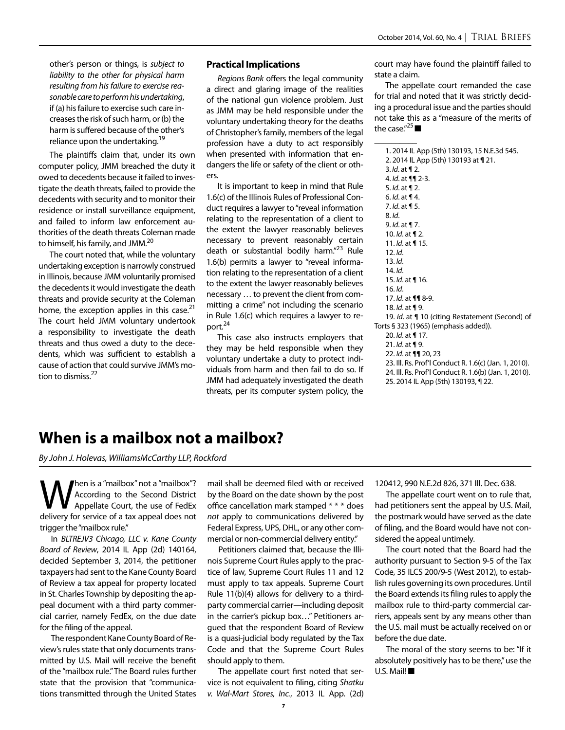other's person or things, is *subject to liability to the other for physical harm resulting from his failure to exercise reasonable care to perform his undertaking*, if (a) his failure to exercise such care increases the risk of such harm, or (b) the harm is suffered because of the other's reliance upon the undertaking.[19]

The plaintiffs claim that, under its own computer policy, JMM breached the duty it owed to decedents because it failed to investigate the death threats, failed to provide the decedents with security and to monitor their residence or install surveillance equipment, and failed to inform law enforcement authorities of the death threats Coleman made to himself, his family, and JMM.[20]

The court noted that, while the voluntary undertaking exception is narrowly construed in Illinois, because JMM voluntarily promised the decedents it would investigate the death threats and provide security at the Coleman home, the exception applies in this case.[21] The court held JMM voluntary undertook a responsibility to investigate the death threats and thus owed a duty to the decedents, which was sufficient to establish a cause of action that could survive JMM's motion to dismiss.[22]

### Practical Implications

*Regions Bank* offers the legal community a direct and glaring image of the realities of the national gun violence problem. Just as JMM may be held responsible under the voluntary undertaking theory for the deaths of Christopher's family, members of the legal profession have a duty to act responsibly when presented with information that endangers the life or safety of the client or others.

It is important to keep in mind that Rule 1.6(c) of the Illinois Rules of Professional Conduct requires a lawyer to "reveal information relating to the representation of a client to the extent the lawyer reasonably believes necessary to prevent reasonably certain death or substantial bodily harm."[23] Rule 1.6(b) permits a lawyer to "reveal information relating to the representation of a client to the extent the lawyer reasonably believes necessary … to prevent the client from committing a crime" not including the scenario in Rule 1.6(c) which requires a lawyer to report.[24]

This case also instructs employers that they may be held responsible when they voluntary undertake a duty to protect individuals from harm and then fail to do so. If JMM had adequately investigated the death threats, per its computer system policy, the court may have found the plaintiff failed to state a claim.

The appellate court remanded the case for trial and noted that it was strictly deciding a procedural issue and the parties should not take this as a "measure of the merits of the case."[25] ■

---

1. 2014 IL App (5th) 130193, 15 N.E.3d 545.
2. 2014 IL App (5th) 130193 at ¶ 21.
3. *Id.* at ¶ 2.
4. *Id.* at ¶¶ 2-3.
5. *Id.* at ¶ 2.
6. *Id.* at ¶ 4.
7. *Id.* at ¶ 5.
8. *Id.*
9. *Id.* at ¶ 7.
10. *Id.* at ¶ 2.
11. *Id.* at ¶ 15.
12. *Id.*
13. *Id.*
14. *Id.*
15. *Id.* at ¶ 16.
16. *Id.*
17. *Id.* at ¶¶ 8-9.
18. *Id.* at ¶ 9.
19. *Id.* at ¶ 10 (citing Restatement (Second) of Torts § 323 (1965) (emphasis added)).
20. *Id.* at ¶ 17.
21. *Id.* at ¶ 9.
22. *Id.* at ¶¶ 20, 23
23. Ill. Rs. Prof'l Conduct R. 1.6(c) (Jan. 1, 2010).
24. Ill. Rs. Prof'l Conduct R. 1.6(b) (Jan. 1, 2010).
25. 2014 IL App (5th) 130193, ¶ 22.

# When is a mailbox not a mailbox?

*By John J. Holevas, WilliamsMcCarthy LLP, Rockford*

When is a "mailbox" not a "mailbox"? According to the Second District Appellate Court, the use of FedEx delivery for service of a tax appeal does not trigger the "mailbox rule."

In *BLTREJV3 Chicago, LLC v. Kane County Board of Review*, 2014 IL App (2d) 140164, decided September 3, 2014, the petitioner taxpayers had sent to the Kane County Board of Review a tax appeal for property located in St. Charles Township by depositing the appeal document with a third party commercial carrier, namely FedEx, on the due date for the filing of the appeal.

The respondent Kane County Board of Review's rules state that only documents transmitted by U.S. Mail will receive the benefit of the "mailbox rule." The Board rules further state that the provision that "communications transmitted through the United States mail shall be deemed filed with or received by the Board on the date shown by the post office cancellation mark stamped * * * does *not* apply to communications delivered by Federal Express, UPS, DHL, or any other commercial or non-commercial delivery entity."

Petitioners claimed that, because the Illinois Supreme Court Rules apply to the practice of law, Supreme Court Rules 11 and 12 must apply to tax appeals. Supreme Court Rule 11(b)(4) allows for delivery to a third-party commercial carrier—including deposit in the carrier's pickup box…" Petitioners argued that the respondent Board of Review is a quasi-judicial body regulated by the Tax Code and that the Supreme Court Rules should apply to them.

The appellate court first noted that service is not equivalent to filing, citing *Shatku v. Wal-Mart Stores, Inc.*, 2013 IL App. (2d) 120412, 990 N.E.2d 826, 371 Ill. Dec. 638.

The appellate court went on to rule that, had petitioners sent the appeal by U.S. Mail, the postmark would have served as the date of filing, and the Board would have not considered the appeal untimely.

The court noted that the Board had the authority pursuant to Section 9-5 of the Tax Code, 35 ILCS 200/9-5 (West 2012), to establish rules governing its own procedures. Until the Board extends its filing rules to apply the mailbox rule to third-party commercial carriers, appeals sent by any means other than the U.S. mail must be actually received on or before the due date.

The moral of the story seems to be: "If it absolutely positively has to be there," use the U.S. Mail! ■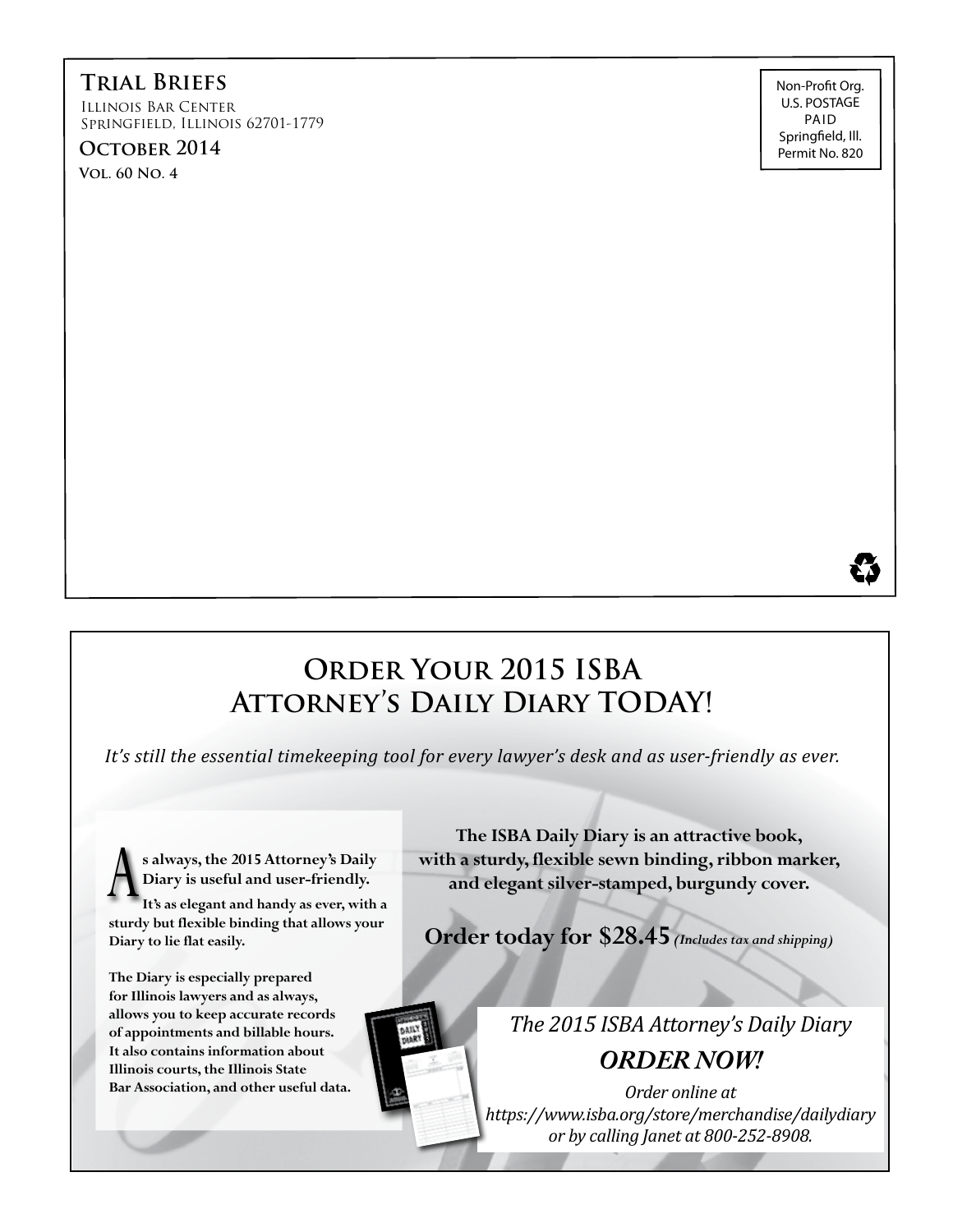**Trial Briefs**

Illinois Bar Center
Springfield, Illinois 62701-1779

**October 2014**

**Vol. 60 No. 4**

Non-Profit Org.
U.S. POSTAGE
PAID
Springfield, Ill.
Permit No. 820

# Order Your 2015 ISBA Attorney's Daily Diary TODAY!

*It's still the essential timekeeping tool for every lawyer's desk and as user-friendly as ever.*

**As always, the 2015 Attorney's Daily Diary is useful and user-friendly.**

**It's as elegant and handy as ever, with a sturdy but flexible binding that allows your Diary to lie flat easily.**

**The Diary is especially prepared for Illinois lawyers and as always, allows you to keep accurate records of appointments and billable hours. It also contains information about Illinois courts, the Illinois State Bar Association, and other useful data.**

**The ISBA Daily Diary is an attractive book, with a sturdy, flexible sewn binding, ribbon marker, and elegant silver-stamped, burgundy cover.**

**Order today for $28.45** ***(Includes tax and shipping)***

*The 2015 ISBA Attorney's Daily Diary*

***ORDER NOW!***

*Order online at https://www.isba.org/store/merchandise/dailydiary or by calling Janet at 800-252-8908.*